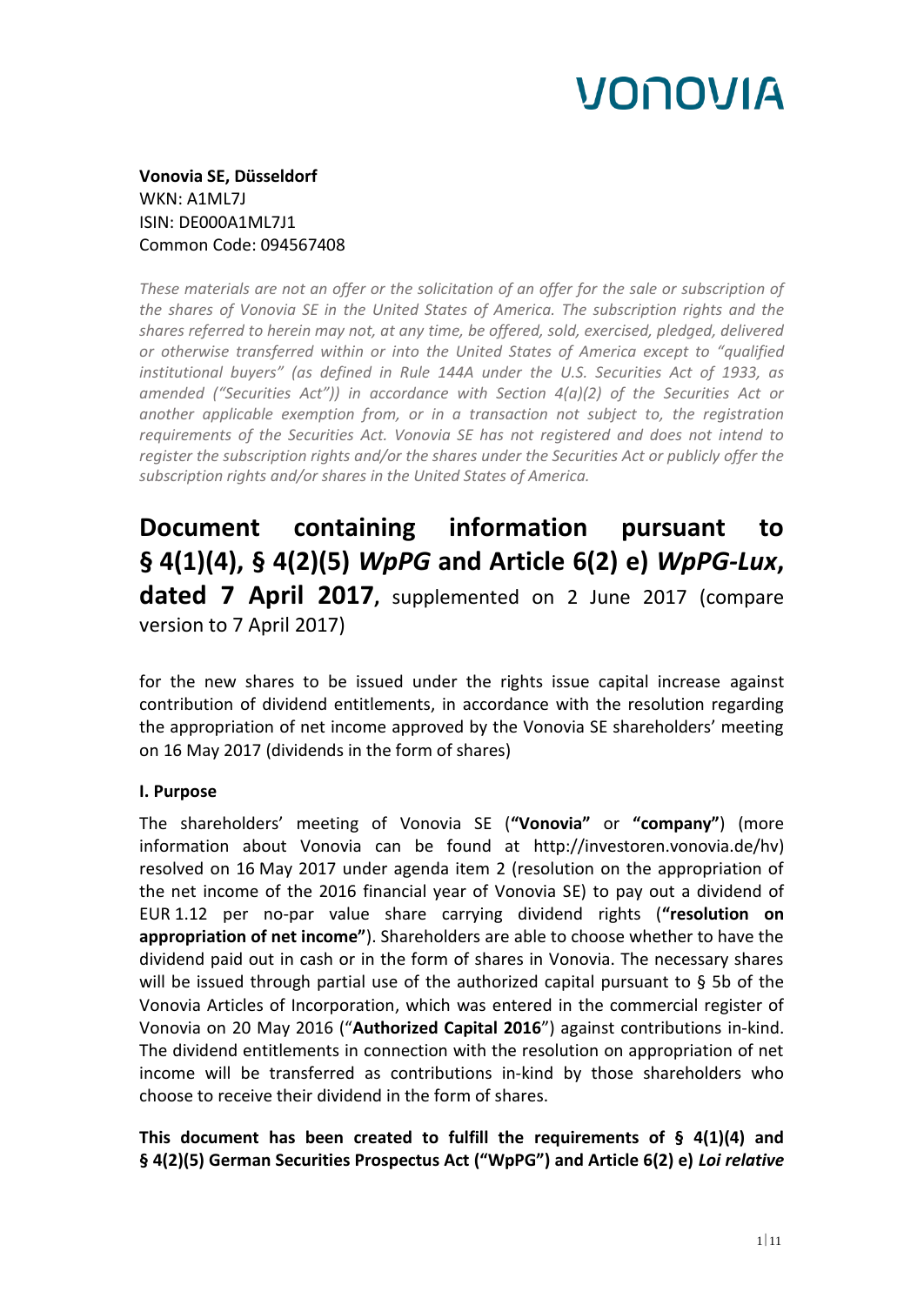**Vonovia SE, Düsseldorf**
WKN: A1ML7J
ISIN: DE000A1ML7J1
Common Code: 094567408

*These materials are not an offer or the solicitation of an offer for the sale or subscription of the shares of Vonovia SE in the United States of America. The subscription rights and the shares referred to herein may not, at any time, be offered, sold, exercised, pledged, delivered or otherwise transferred within or into the United States of America except to "qualified institutional buyers" (as defined in Rule 144A under the U.S. Securities Act of 1933, as amended ("Securities Act")) in accordance with Section 4(a)(2) of the Securities Act or another applicable exemption from, or in a transaction not subject to, the registration requirements of the Securities Act. Vonovia SE has not registered and does not intend to register the subscription rights and/or the shares under the Securities Act or publicly offer the subscription rights and/or shares in the United States of America.*

# Document containing information pursuant to § 4(1)(4), § 4(2)(5) *WpPG* and Article 6(2) e) *WpPG-Lux*, dated 7 April 2017, supplemented on 2 June 2017 (compare version to 7 April 2017)

for the new shares to be issued under the rights issue capital increase against contribution of dividend entitlements, in accordance with the resolution regarding the appropriation of net income approved by the Vonovia SE shareholders' meeting on 16 May 2017 (dividends in the form of shares)

**I. Purpose**

The shareholders' meeting of Vonovia SE (**"Vonovia"** or **"company"**) (more information about Vonovia can be found at http://investoren.vonovia.de/hv) resolved on 16 May 2017 under agenda item 2 (resolution on the appropriation of the net income of the 2016 financial year of Vonovia SE) to pay out a dividend of EUR 1.12 per no-par value share carrying dividend rights (**"resolution on appropriation of net income"**). Shareholders are able to choose whether to have the dividend paid out in cash or in the form of shares in Vonovia. The necessary shares will be issued through partial use of the authorized capital pursuant to § 5b of the Vonovia Articles of Incorporation, which was entered in the commercial register of Vonovia on 20 May 2016 ("**Authorized Capital 2016**") against contributions in-kind. The dividend entitlements in connection with the resolution on appropriation of net income will be transferred as contributions in-kind by those shareholders who choose to receive their dividend in the form of shares.

**This document has been created to fulfill the requirements of § 4(1)(4) and § 4(2)(5) German Securities Prospectus Act ("WpPG") and Article 6(2) e) *Loi relative***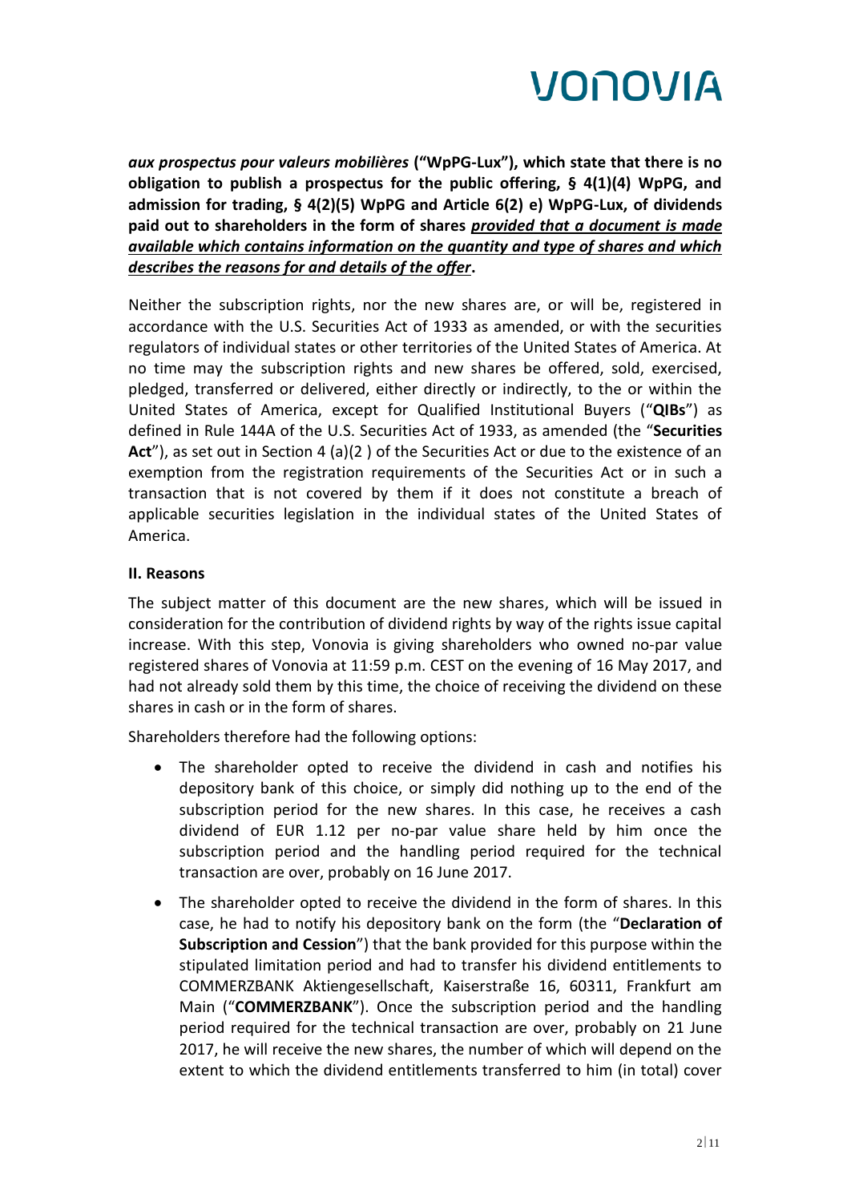***aux prospectus pour valeurs mobilières*** **("WpPG-Lux"), which state that there is no obligation to publish a prospectus for the public offering, § 4(1)(4) WpPG, and admission for trading, § 4(2)(5) WpPG and Article 6(2) e) WpPG-Lux, of dividends paid out to shareholders in the form of shares** ***<u>provided that a document is made available which contains information on the quantity and type of shares and which describes the reasons for and details of the offer</u>*****.**

Neither the subscription rights, nor the new shares are, or will be, registered in accordance with the U.S. Securities Act of 1933 as amended, or with the securities regulators of individual states or other territories of the United States of America. At no time may the subscription rights and new shares be offered, sold, exercised, pledged, transferred or delivered, either directly or indirectly, to the or within the United States of America, except for Qualified Institutional Buyers ("**QIBs**") as defined in Rule 144A of the U.S. Securities Act of 1933, as amended (the "**Securities Act**"), as set out in Section 4 (a)(2 ) of the Securities Act or due to the existence of an exemption from the registration requirements of the Securities Act or in such a transaction that is not covered by them if it does not constitute a breach of applicable securities legislation in the individual states of the United States of America.

**II. Reasons**

The subject matter of this document are the new shares, which will be issued in consideration for the contribution of dividend rights by way of the rights issue capital increase. With this step, Vonovia is giving shareholders who owned no-par value registered shares of Vonovia at 11:59 p.m. CEST on the evening of 16 May 2017, and had not already sold them by this time, the choice of receiving the dividend on these shares in cash or in the form of shares.

Shareholders therefore had the following options:

- The shareholder opted to receive the dividend in cash and notifies his depository bank of this choice, or simply did nothing up to the end of the subscription period for the new shares. In this case, he receives a cash dividend of EUR 1.12 per no-par value share held by him once the subscription period and the handling period required for the technical transaction are over, probably on 16 June 2017.
- The shareholder opted to receive the dividend in the form of shares. In this case, he had to notify his depository bank on the form (the "**Declaration of Subscription and Cession**") that the bank provided for this purpose within the stipulated limitation period and had to transfer his dividend entitlements to COMMERZBANK Aktiengesellschaft, Kaiserstraße 16, 60311, Frankfurt am Main ("**COMMERZBANK**"). Once the subscription period and the handling period required for the technical transaction are over, probably on 21 June 2017, he will receive the new shares, the number of which will depend on the extent to which the dividend entitlements transferred to him (in total) cover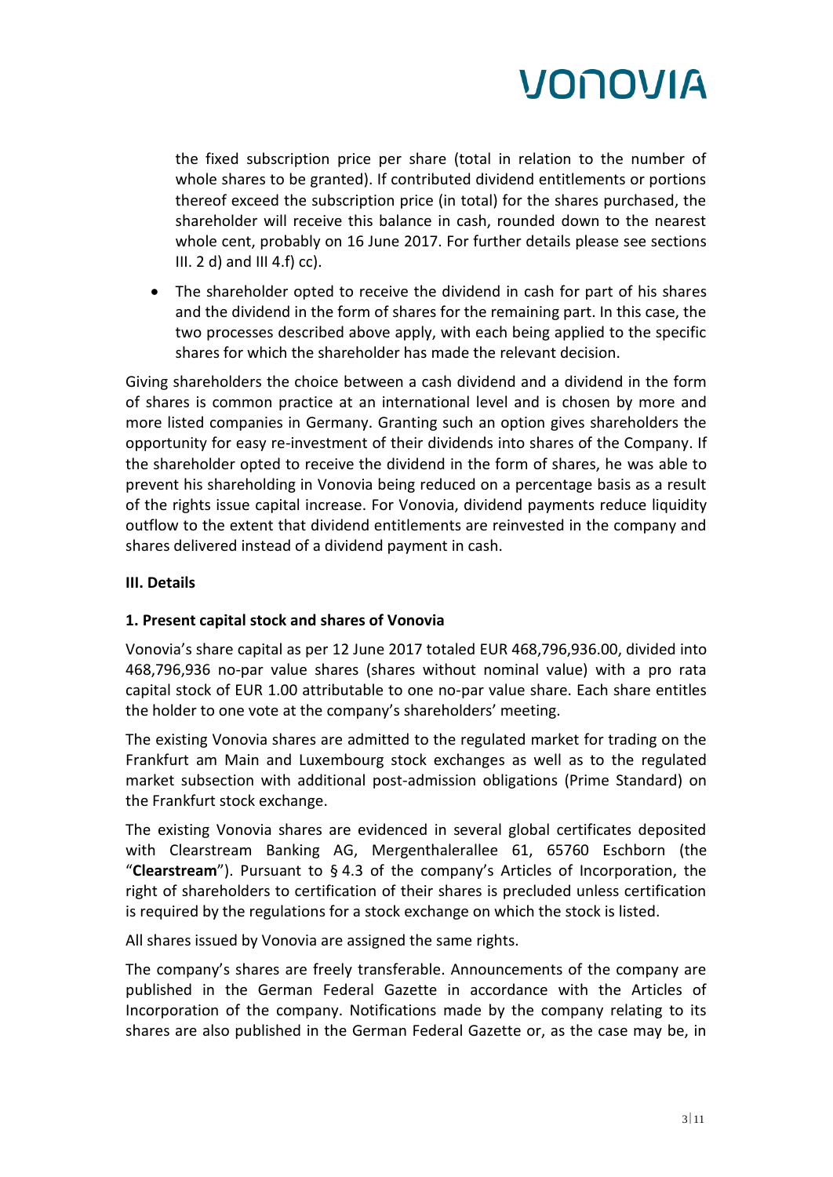the fixed subscription price per share (total in relation to the number of whole shares to be granted). If contributed dividend entitlements or portions thereof exceed the subscription price (in total) for the shares purchased, the shareholder will receive this balance in cash, rounded down to the nearest whole cent, probably on 16 June 2017. For further details please see sections III. 2 d) and III 4.f) cc).

- The shareholder opted to receive the dividend in cash for part of his shares and the dividend in the form of shares for the remaining part. In this case, the two processes described above apply, with each being applied to the specific shares for which the shareholder has made the relevant decision.

Giving shareholders the choice between a cash dividend and a dividend in the form of shares is common practice at an international level and is chosen by more and more listed companies in Germany. Granting such an option gives shareholders the opportunity for easy re-investment of their dividends into shares of the Company. If the shareholder opted to receive the dividend in the form of shares, he was able to prevent his shareholding in Vonovia being reduced on a percentage basis as a result of the rights issue capital increase. For Vonovia, dividend payments reduce liquidity outflow to the extent that dividend entitlements are reinvested in the company and shares delivered instead of a dividend payment in cash.

## III. Details

### 1. Present capital stock and shares of Vonovia

Vonovia's share capital as per 12 June 2017 totaled EUR 468,796,936.00, divided into 468,796,936 no-par value shares (shares without nominal value) with a pro rata capital stock of EUR 1.00 attributable to one no-par value share. Each share entitles the holder to one vote at the company's shareholders' meeting.

The existing Vonovia shares are admitted to the regulated market for trading on the Frankfurt am Main and Luxembourg stock exchanges as well as to the regulated market subsection with additional post-admission obligations (Prime Standard) on the Frankfurt stock exchange.

The existing Vonovia shares are evidenced in several global certificates deposited with Clearstream Banking AG, Mergenthalerallee 61, 65760 Eschborn (the "**Clearstream**"). Pursuant to § 4.3 of the company's Articles of Incorporation, the right of shareholders to certification of their shares is precluded unless certification is required by the regulations for a stock exchange on which the stock is listed.

All shares issued by Vonovia are assigned the same rights.

The company's shares are freely transferable. Announcements of the company are published in the German Federal Gazette in accordance with the Articles of Incorporation of the company. Notifications made by the company relating to its shares are also published in the German Federal Gazette or, as the case may be, in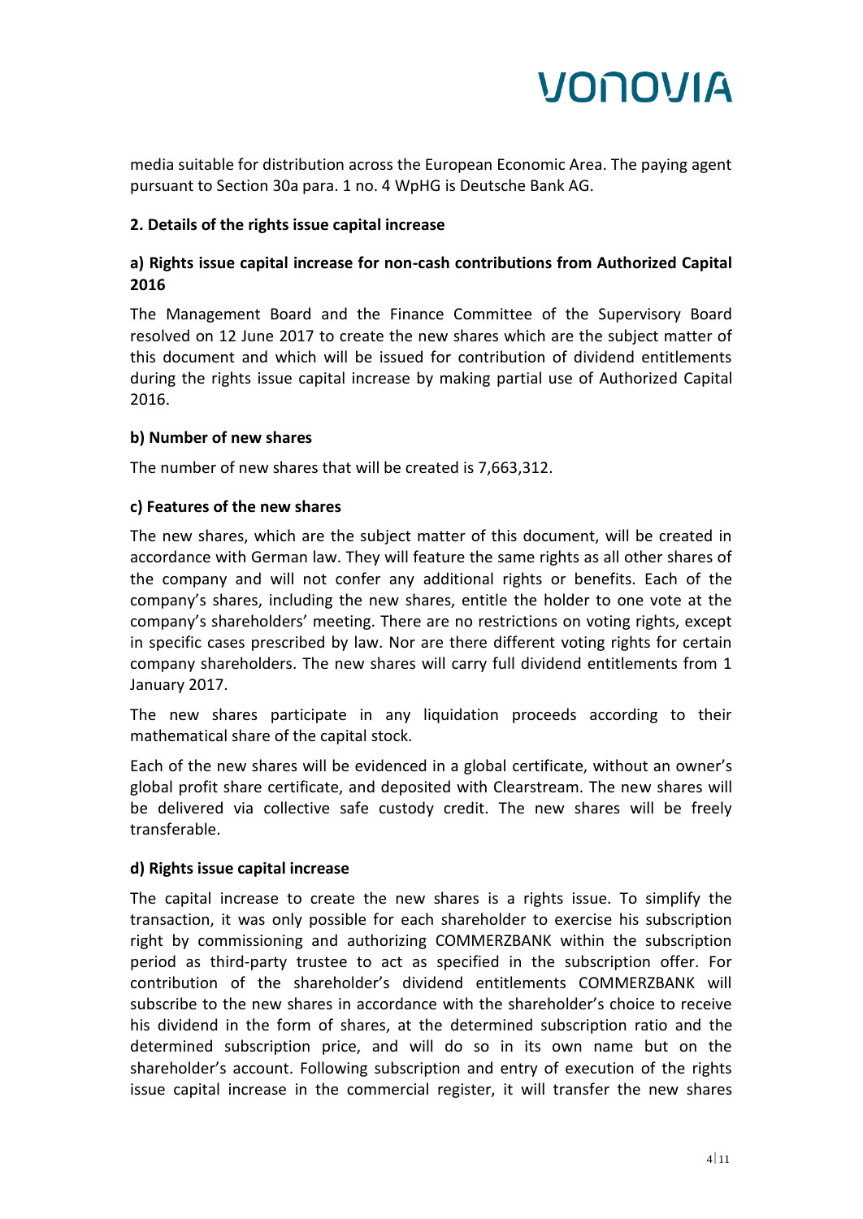media suitable for distribution across the European Economic Area. The paying agent pursuant to Section 30a para. 1 no. 4 WpHG is Deutsche Bank AG.

**2. Details of the rights issue capital increase**

**a) Rights issue capital increase for non-cash contributions from Authorized Capital 2016**

The Management Board and the Finance Committee of the Supervisory Board resolved on 12 June 2017 to create the new shares which are the subject matter of this document and which will be issued for contribution of dividend entitlements during the rights issue capital increase by making partial use of Authorized Capital 2016.

**b) Number of new shares**

The number of new shares that will be created is 7,663,312.

**c) Features of the new shares**

The new shares, which are the subject matter of this document, will be created in accordance with German law. They will feature the same rights as all other shares of the company and will not confer any additional rights or benefits. Each of the company's shares, including the new shares, entitle the holder to one vote at the company's shareholders' meeting. There are no restrictions on voting rights, except in specific cases prescribed by law. Nor are there different voting rights for certain company shareholders. The new shares will carry full dividend entitlements from 1 January 2017.

The new shares participate in any liquidation proceeds according to their mathematical share of the capital stock.

Each of the new shares will be evidenced in a global certificate, without an owner's global profit share certificate, and deposited with Clearstream. The new shares will be delivered via collective safe custody credit. The new shares will be freely transferable.

**d) Rights issue capital increase**

The capital increase to create the new shares is a rights issue. To simplify the transaction, it was only possible for each shareholder to exercise his subscription right by commissioning and authorizing COMMERZBANK within the subscription period as third-party trustee to act as specified in the subscription offer. For contribution of the shareholder's dividend entitlements COMMERZBANK will subscribe to the new shares in accordance with the shareholder's choice to receive his dividend in the form of shares, at the determined subscription ratio and the determined subscription price, and will do so in its own name but on the shareholder's account. Following subscription and entry of execution of the rights issue capital increase in the commercial register, it will transfer the new shares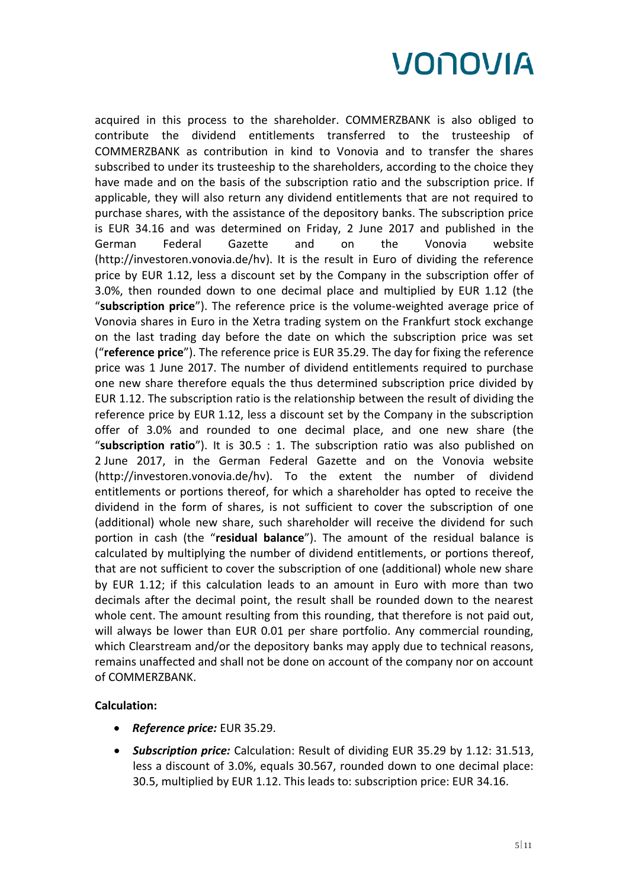acquired in this process to the shareholder. COMMERZBANK is also obliged to contribute the dividend entitlements transferred to the trusteeship of COMMERZBANK as contribution in kind to Vonovia and to transfer the shares subscribed to under its trusteeship to the shareholders, according to the choice they have made and on the basis of the subscription ratio and the subscription price. If applicable, they will also return any dividend entitlements that are not required to purchase shares, with the assistance of the depository banks. The subscription price is EUR 34.16 and was determined on Friday, 2 June 2017 and published in the German Federal Gazette and on the Vonovia website (http://investoren.vonovia.de/hv). It is the result in Euro of dividing the reference price by EUR 1.12, less a discount set by the Company in the subscription offer of 3.0%, then rounded down to one decimal place and multiplied by EUR 1.12 (the "**subscription price**"). The reference price is the volume-weighted average price of Vonovia shares in Euro in the Xetra trading system on the Frankfurt stock exchange on the last trading day before the date on which the subscription price was set ("**reference price**"). The reference price is EUR 35.29. The day for fixing the reference price was 1 June 2017. The number of dividend entitlements required to purchase one new share therefore equals the thus determined subscription price divided by EUR 1.12. The subscription ratio is the relationship between the result of dividing the reference price by EUR 1.12, less a discount set by the Company in the subscription offer of 3.0% and rounded to one decimal place, and one new share (the "**subscription ratio**"). It is 30.5 : 1. The subscription ratio was also published on 2 June 2017, in the German Federal Gazette and on the Vonovia website (http://investoren.vonovia.de/hv). To the extent the number of dividend entitlements or portions thereof, for which a shareholder has opted to receive the dividend in the form of shares, is not sufficient to cover the subscription of one (additional) whole new share, such shareholder will receive the dividend for such portion in cash (the "**residual balance**"). The amount of the residual balance is calculated by multiplying the number of dividend entitlements, or portions thereof, that are not sufficient to cover the subscription of one (additional) whole new share by EUR 1.12; if this calculation leads to an amount in Euro with more than two decimals after the decimal point, the result shall be rounded down to the nearest whole cent. The amount resulting from this rounding, that therefore is not paid out, will always be lower than EUR 0.01 per share portfolio. Any commercial rounding, which Clearstream and/or the depository banks may apply due to technical reasons, remains unaffected and shall not be done on account of the company nor on account of COMMERZBANK.

**Calculation:**

- ***Reference price:*** EUR 35.29.
- ***Subscription price:*** Calculation: Result of dividing EUR 35.29 by 1.12: 31.513, less a discount of 3.0%, equals 30.567, rounded down to one decimal place: 30.5, multiplied by EUR 1.12. This leads to: subscription price: EUR 34.16.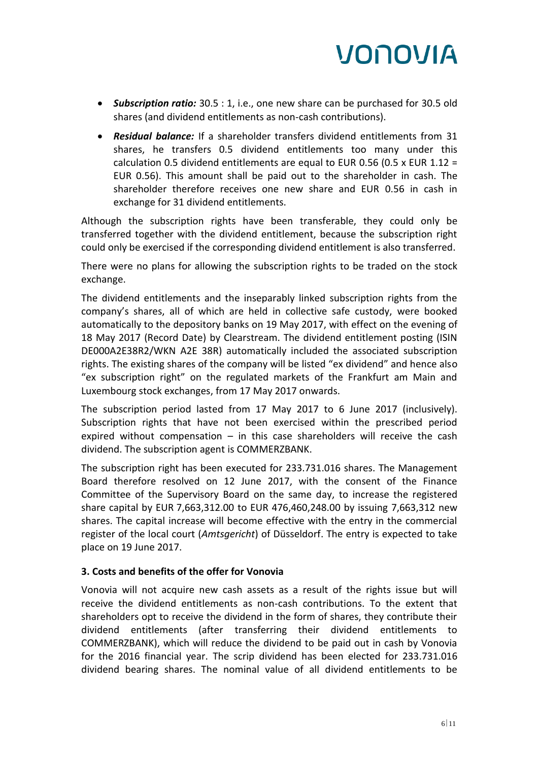- ***Subscription ratio:*** 30.5 : 1, i.e., one new share can be purchased for 30.5 old shares (and dividend entitlements as non-cash contributions).
- ***Residual balance:*** If a shareholder transfers dividend entitlements from 31 shares, he transfers 0.5 dividend entitlements too many under this calculation 0.5 dividend entitlements are equal to EUR 0.56 (0.5 x EUR 1.12 = EUR 0.56). This amount shall be paid out to the shareholder in cash. The shareholder therefore receives one new share and EUR 0.56 in cash in exchange for 31 dividend entitlements.

Although the subscription rights have been transferable, they could only be transferred together with the dividend entitlement, because the subscription right could only be exercised if the corresponding dividend entitlement is also transferred.

There were no plans for allowing the subscription rights to be traded on the stock exchange.

The dividend entitlements and the inseparably linked subscription rights from the company's shares, all of which are held in collective safe custody, were booked automatically to the depository banks on 19 May 2017, with effect on the evening of 18 May 2017 (Record Date) by Clearstream. The dividend entitlement posting (ISIN DE000A2E38R2/WKN A2E 38R) automatically included the associated subscription rights. The existing shares of the company will be listed "ex dividend" and hence also "ex subscription right" on the regulated markets of the Frankfurt am Main and Luxembourg stock exchanges, from 17 May 2017 onwards.

The subscription period lasted from 17 May 2017 to 6 June 2017 (inclusively). Subscription rights that have not been exercised within the prescribed period expired without compensation – in this case shareholders will receive the cash dividend. The subscription agent is COMMERZBANK.

The subscription right has been executed for 233.731.016 shares. The Management Board therefore resolved on 12 June 2017, with the consent of the Finance Committee of the Supervisory Board on the same day, to increase the registered share capital by EUR 7,663,312.00 to EUR 476,460,248.00 by issuing 7,663,312 new shares. The capital increase will become effective with the entry in the commercial register of the local court (*Amtsgericht*) of Düsseldorf. The entry is expected to take place on 19 June 2017.

**3. Costs and benefits of the offer for Vonovia**

Vonovia will not acquire new cash assets as a result of the rights issue but will receive the dividend entitlements as non-cash contributions. To the extent that shareholders opt to receive the dividend in the form of shares, they contribute their dividend entitlements (after transferring their dividend entitlements to COMMERZBANK), which will reduce the dividend to be paid out in cash by Vonovia for the 2016 financial year. The scrip dividend has been elected for 233.731.016 dividend bearing shares. The nominal value of all dividend entitlements to be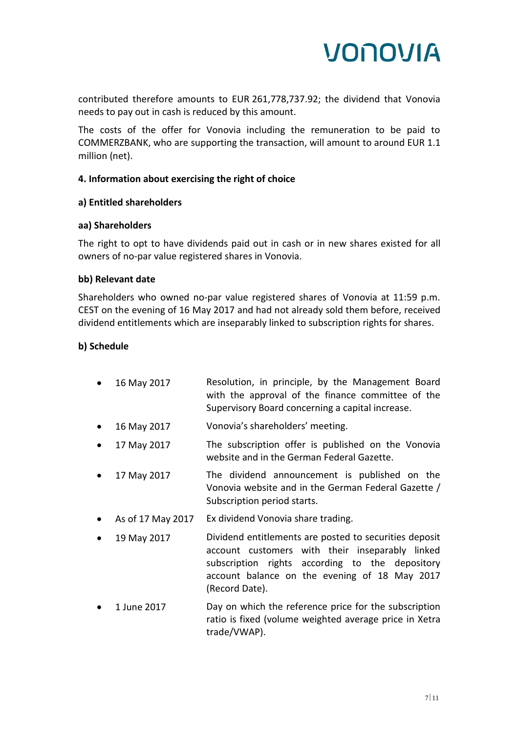contributed therefore amounts to EUR 261,778,737.92; the dividend that Vonovia needs to pay out in cash is reduced by this amount.

The costs of the offer for Vonovia including the remuneration to be paid to COMMERZBANK, who are supporting the transaction, will amount to around EUR 1.1 million (net).

**4. Information about exercising the right of choice**

**a) Entitled shareholders**

**aa) Shareholders**

The right to opt to have dividends paid out in cash or in new shares existed for all owners of no-par value registered shares in Vonovia.

**bb) Relevant date**

Shareholders who owned no-par value registered shares of Vonovia at 11:59 p.m. CEST on the evening of 16 May 2017 and had not already sold them before, received dividend entitlements which are inseparably linked to subscription rights for shares.

**b) Schedule**

- 16 May 2017 — Resolution, in principle, by the Management Board with the approval of the finance committee of the Supervisory Board concerning a capital increase.
- 16 May 2017 — Vonovia's shareholders' meeting.
- 17 May 2017 — The subscription offer is published on the Vonovia website and in the German Federal Gazette.
- 17 May 2017 — The dividend announcement is published on the Vonovia website and in the German Federal Gazette / Subscription period starts.
- As of 17 May 2017 — Ex dividend Vonovia share trading.
- 19 May 2017 — Dividend entitlements are posted to securities deposit account customers with their inseparably linked subscription rights according to the depository account balance on the evening of 18 May 2017 (Record Date).
- 1 June 2017 — Day on which the reference price for the subscription ratio is fixed (volume weighted average price in Xetra trade/VWAP).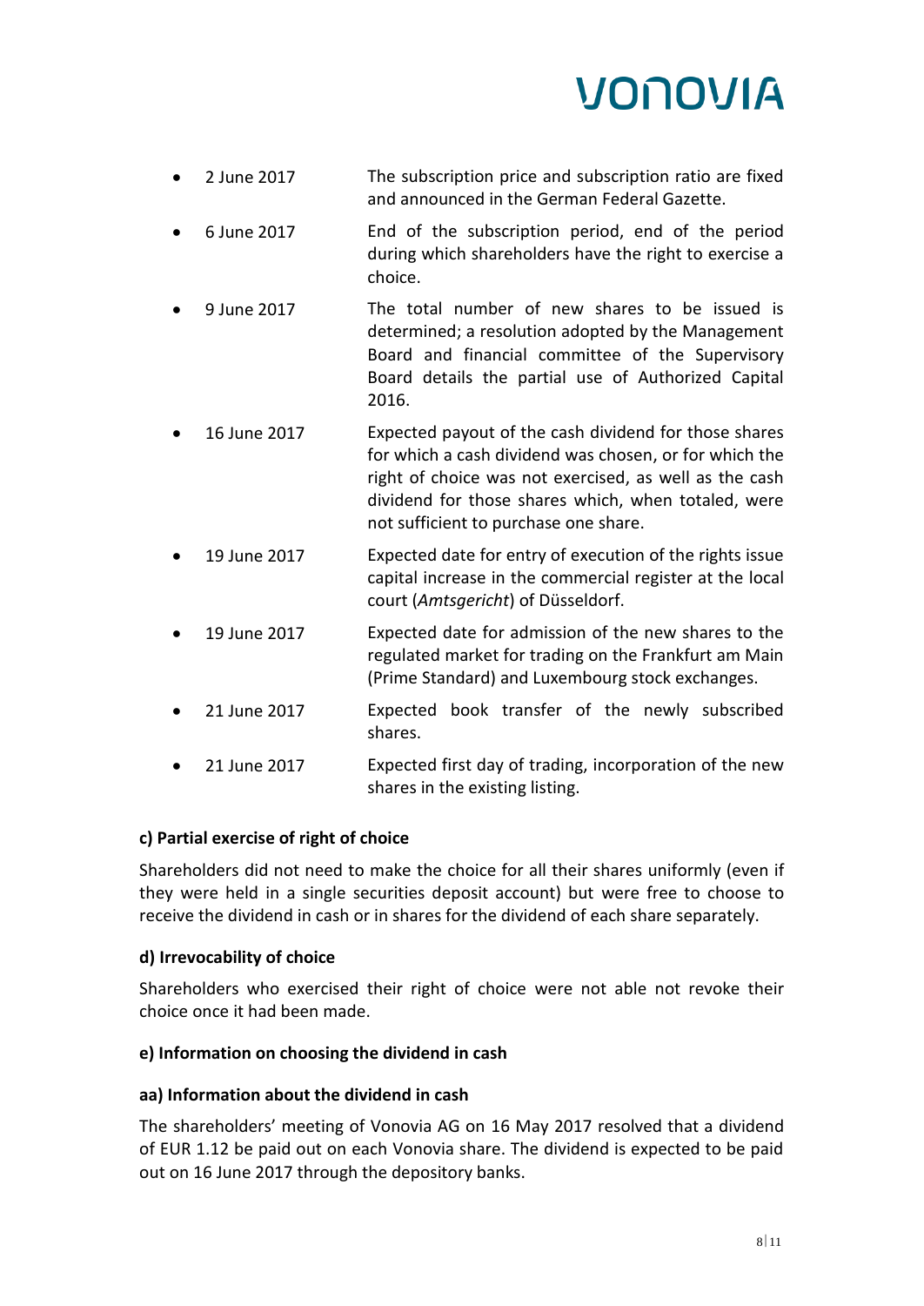- 2 June 2017 The subscription price and subscription ratio are fixed and announced in the German Federal Gazette.
- 6 June 2017 End of the subscription period, end of the period during which shareholders have the right to exercise a choice.
- 9 June 2017 The total number of new shares to be issued is determined; a resolution adopted by the Management Board and financial committee of the Supervisory Board details the partial use of Authorized Capital 2016.
- 16 June 2017 Expected payout of the cash dividend for those shares for which a cash dividend was chosen, or for which the right of choice was not exercised, as well as the cash dividend for those shares which, when totaled, were not sufficient to purchase one share.
- 19 June 2017 Expected date for entry of execution of the rights issue capital increase in the commercial register at the local court (*Amtsgericht*) of Düsseldorf.
- 19 June 2017 Expected date for admission of the new shares to the regulated market for trading on the Frankfurt am Main (Prime Standard) and Luxembourg stock exchanges.
- 21 June 2017 Expected book transfer of the newly subscribed shares.
- 21 June 2017 Expected first day of trading, incorporation of the new shares in the existing listing.

**c) Partial exercise of right of choice**

Shareholders did not need to make the choice for all their shares uniformly (even if they were held in a single securities deposit account) but were free to choose to receive the dividend in cash or in shares for the dividend of each share separately.

**d) Irrevocability of choice**

Shareholders who exercised their right of choice were not able not revoke their choice once it had been made.

**e) Information on choosing the dividend in cash**

**aa) Information about the dividend in cash**

The shareholders' meeting of Vonovia AG on 16 May 2017 resolved that a dividend of EUR 1.12 be paid out on each Vonovia share. The dividend is expected to be paid out on 16 June 2017 through the depository banks.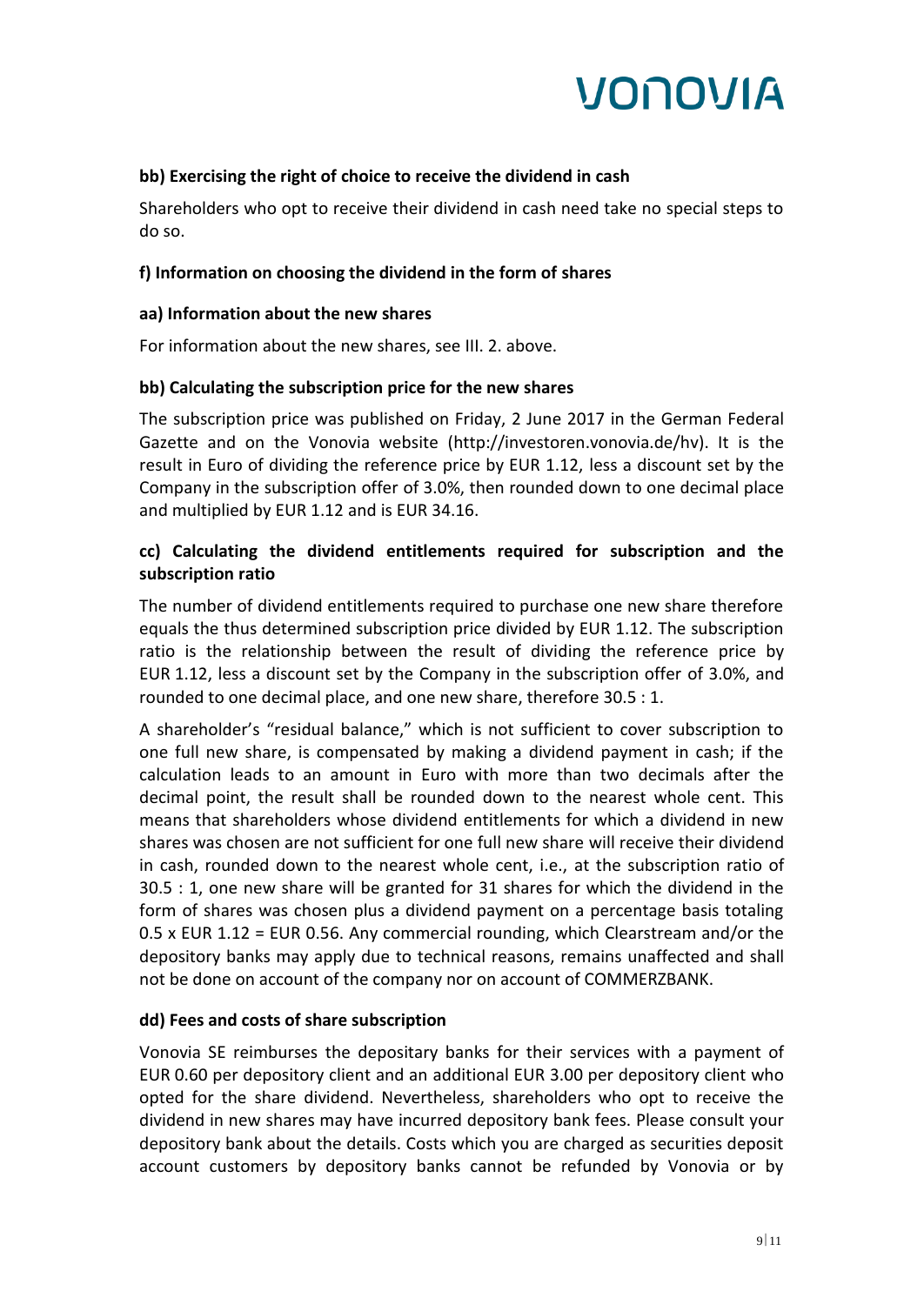**bb) Exercising the right of choice to receive the dividend in cash**

Shareholders who opt to receive their dividend in cash need take no special steps to do so.

**f) Information on choosing the dividend in the form of shares**

**aa) Information about the new shares**

For information about the new shares, see III. 2. above.

**bb) Calculating the subscription price for the new shares**

The subscription price was published on Friday, 2 June 2017 in the German Federal Gazette and on the Vonovia website (http://investoren.vonovia.de/hv). It is the result in Euro of dividing the reference price by EUR 1.12, less a discount set by the Company in the subscription offer of 3.0%, then rounded down to one decimal place and multiplied by EUR 1.12 and is EUR 34.16.

**cc) Calculating the dividend entitlements required for subscription and the subscription ratio**

The number of dividend entitlements required to purchase one new share therefore equals the thus determined subscription price divided by EUR 1.12. The subscription ratio is the relationship between the result of dividing the reference price by EUR 1.12, less a discount set by the Company in the subscription offer of 3.0%, and rounded to one decimal place, and one new share, therefore 30.5 : 1.

A shareholder's "residual balance," which is not sufficient to cover subscription to one full new share, is compensated by making a dividend payment in cash; if the calculation leads to an amount in Euro with more than two decimals after the decimal point, the result shall be rounded down to the nearest whole cent. This means that shareholders whose dividend entitlements for which a dividend in new shares was chosen are not sufficient for one full new share will receive their dividend in cash, rounded down to the nearest whole cent, i.e., at the subscription ratio of 30.5 : 1, one new share will be granted for 31 shares for which the dividend in the form of shares was chosen plus a dividend payment on a percentage basis totaling 0.5 x EUR 1.12 = EUR 0.56. Any commercial rounding, which Clearstream and/or the depository banks may apply due to technical reasons, remains unaffected and shall not be done on account of the company nor on account of COMMERZBANK.

**dd) Fees and costs of share subscription**

Vonovia SE reimburses the depositary banks for their services with a payment of EUR 0.60 per depository client and an additional EUR 3.00 per depository client who opted for the share dividend. Nevertheless, shareholders who opt to receive the dividend in new shares may have incurred depository bank fees. Please consult your depository bank about the details. Costs which you are charged as securities deposit account customers by depository banks cannot be refunded by Vonovia or by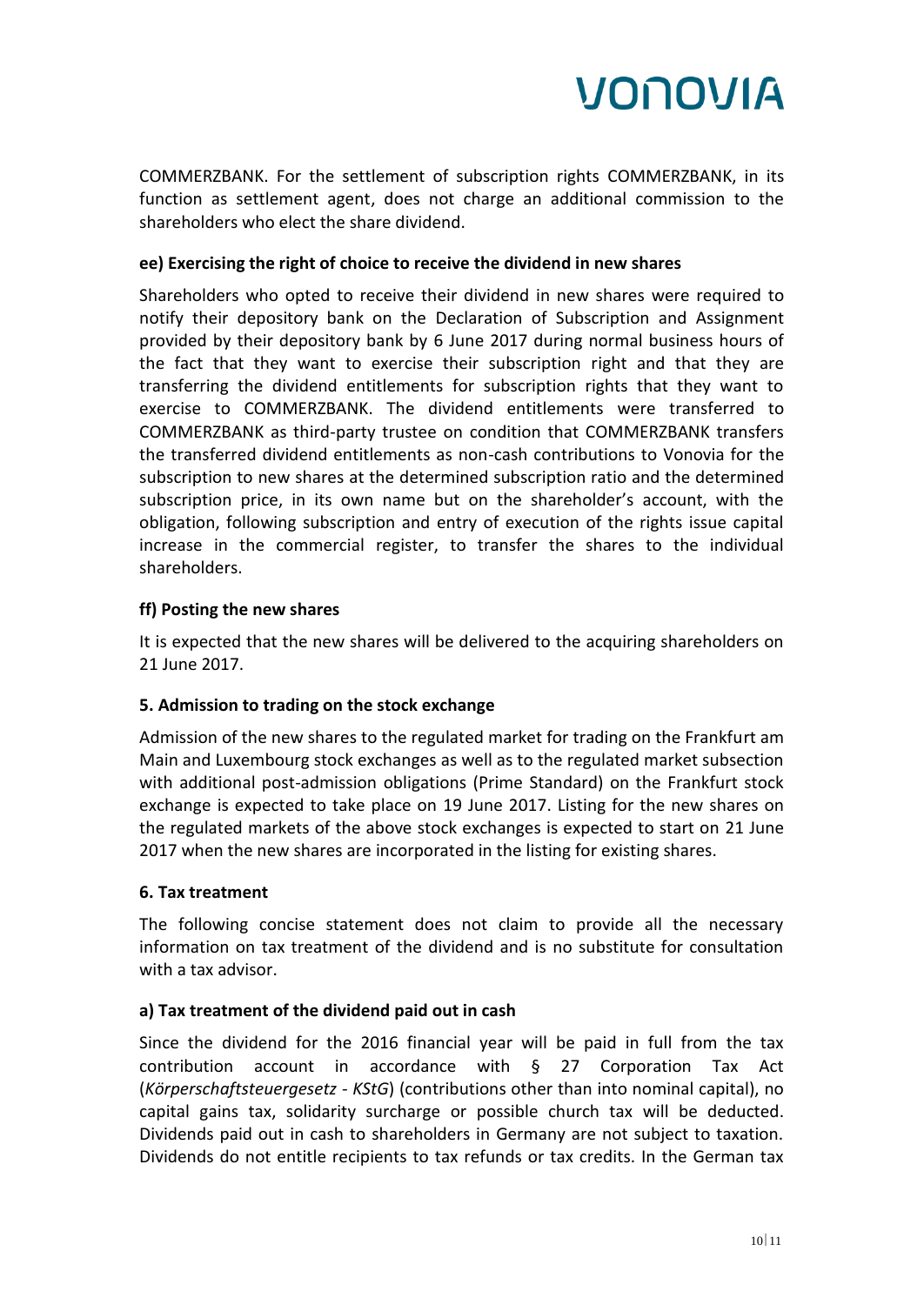COMMERZBANK. For the settlement of subscription rights COMMERZBANK, in its function as settlement agent, does not charge an additional commission to the shareholders who elect the share dividend.

**ee) Exercising the right of choice to receive the dividend in new shares**

Shareholders who opted to receive their dividend in new shares were required to notify their depository bank on the Declaration of Subscription and Assignment provided by their depository bank by 6 June 2017 during normal business hours of the fact that they want to exercise their subscription right and that they are transferring the dividend entitlements for subscription rights that they want to exercise to COMMERZBANK. The dividend entitlements were transferred to COMMERZBANK as third-party trustee on condition that COMMERZBANK transfers the transferred dividend entitlements as non-cash contributions to Vonovia for the subscription to new shares at the determined subscription ratio and the determined subscription price, in its own name but on the shareholder's account, with the obligation, following subscription and entry of execution of the rights issue capital increase in the commercial register, to transfer the shares to the individual shareholders.

**ff) Posting the new shares**

It is expected that the new shares will be delivered to the acquiring shareholders on 21 June 2017.

**5. Admission to trading on the stock exchange**

Admission of the new shares to the regulated market for trading on the Frankfurt am Main and Luxembourg stock exchanges as well as to the regulated market subsection with additional post-admission obligations (Prime Standard) on the Frankfurt stock exchange is expected to take place on 19 June 2017. Listing for the new shares on the regulated markets of the above stock exchanges is expected to start on 21 June 2017 when the new shares are incorporated in the listing for existing shares.

**6. Tax treatment**

The following concise statement does not claim to provide all the necessary information on tax treatment of the dividend and is no substitute for consultation with a tax advisor.

**a) Tax treatment of the dividend paid out in cash**

Since the dividend for the 2016 financial year will be paid in full from the tax contribution account in accordance with § 27 Corporation Tax Act (*Körperschaftsteuergesetz - KStG*) (contributions other than into nominal capital), no capital gains tax, solidarity surcharge or possible church tax will be deducted. Dividends paid out in cash to shareholders in Germany are not subject to taxation. Dividends do not entitle recipients to tax refunds or tax credits. In the German tax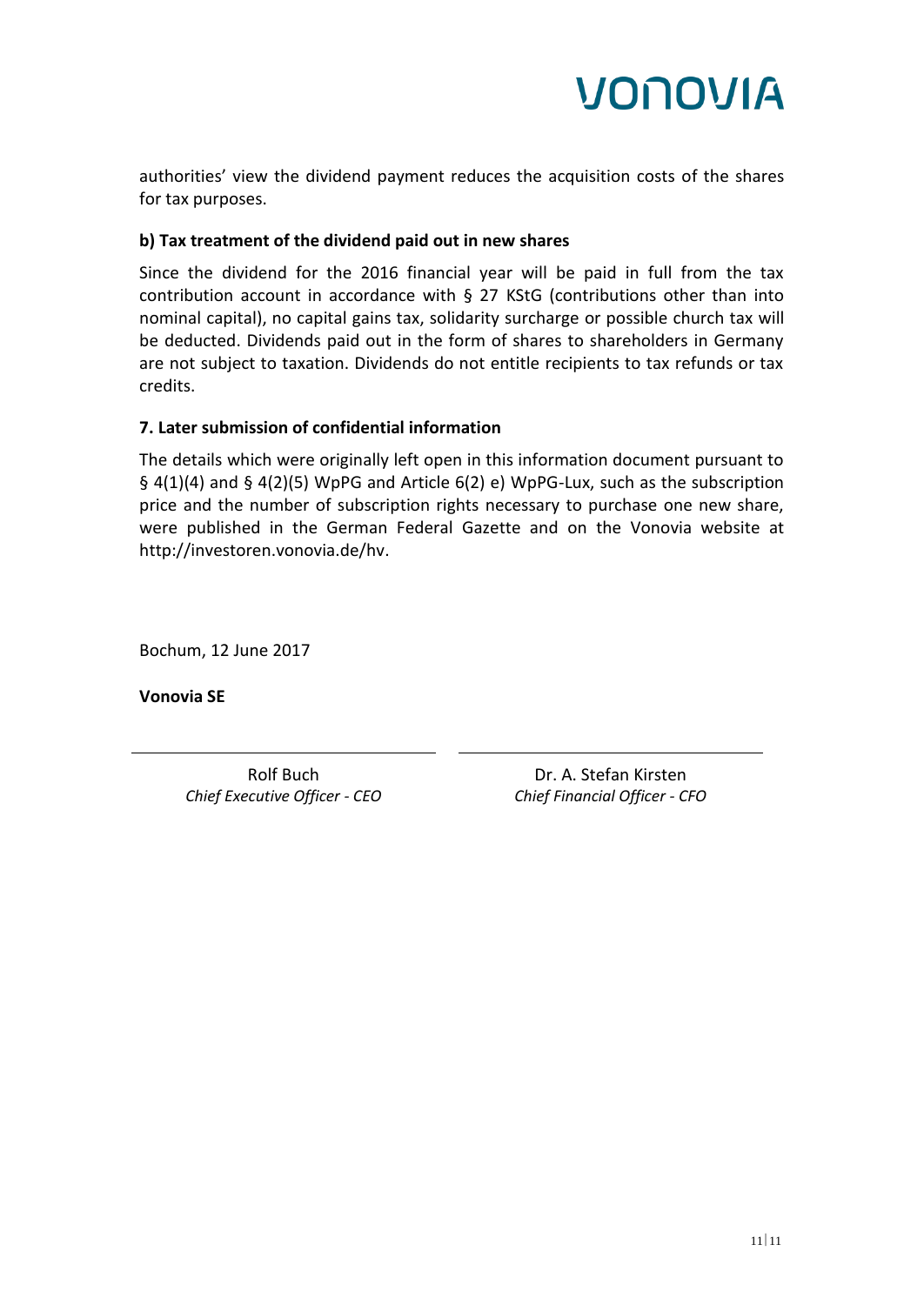authorities' view the dividend payment reduces the acquisition costs of the shares for tax purposes.

**b) Tax treatment of the dividend paid out in new shares**

Since the dividend for the 2016 financial year will be paid in full from the tax contribution account in accordance with § 27 KStG (contributions other than into nominal capital), no capital gains tax, solidarity surcharge or possible church tax will be deducted. Dividends paid out in the form of shares to shareholders in Germany are not subject to taxation. Dividends do not entitle recipients to tax refunds or tax credits.

**7. Later submission of confidential information**

The details which were originally left open in this information document pursuant to § 4(1)(4) and § 4(2)(5) WpPG and Article 6(2) e) WpPG-Lux, such as the subscription price and the number of subscription rights necessary to purchase one new share, were published in the German Federal Gazette and on the Vonovia website at http://investoren.vonovia.de/hv.

Bochum, 12 June 2017

**Vonovia SE**

Rolf Buch
*Chief Executive Officer - CEO*

Dr. A. Stefan Kirsten
*Chief Financial Officer - CFO*